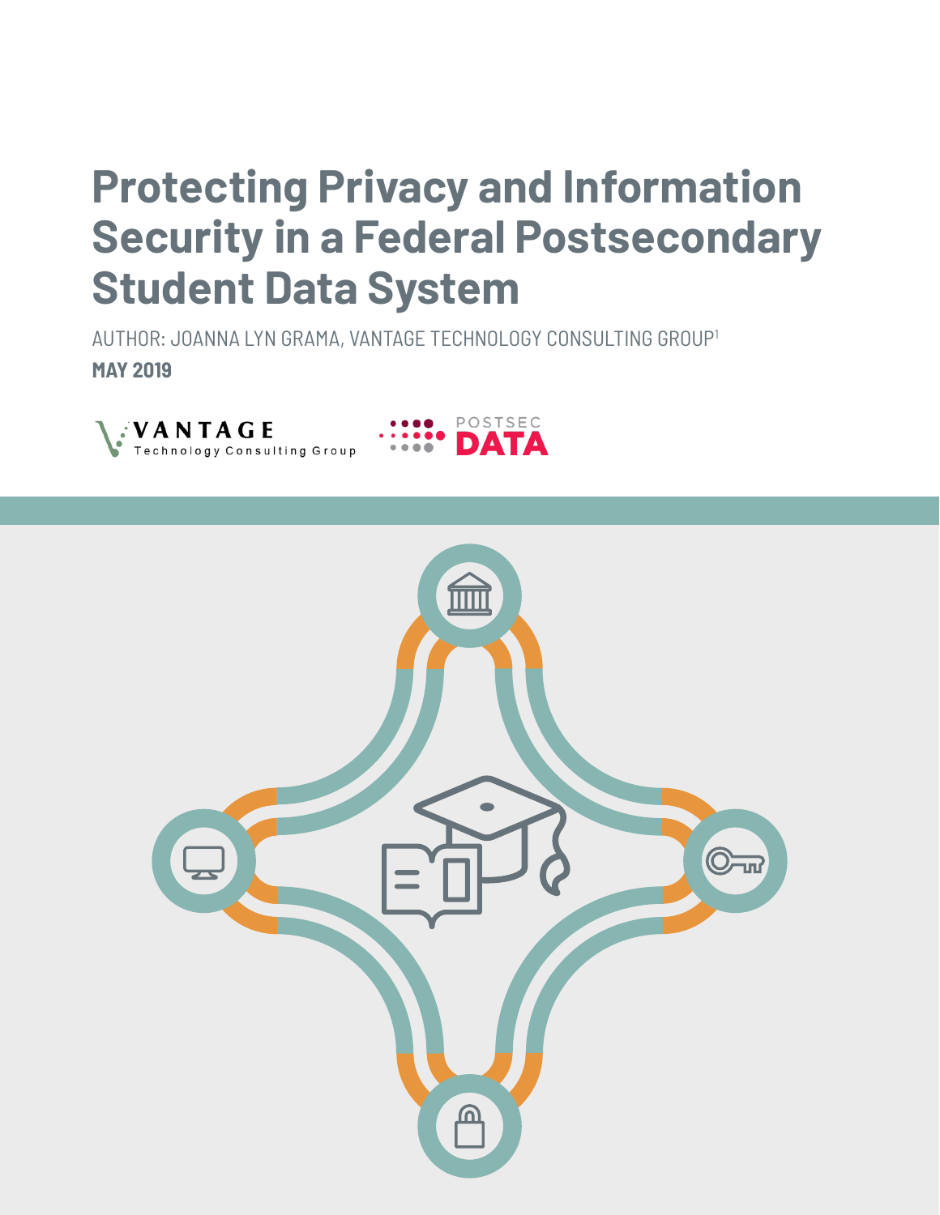# Protecting Privacy and Information Security in a Federal Postsecondary Student Data System

AUTHOR: JOANNA LYN GRAMA, VANTAGE TECHNOLOGY CONSULTING GROUP[1]

**MAY 2019**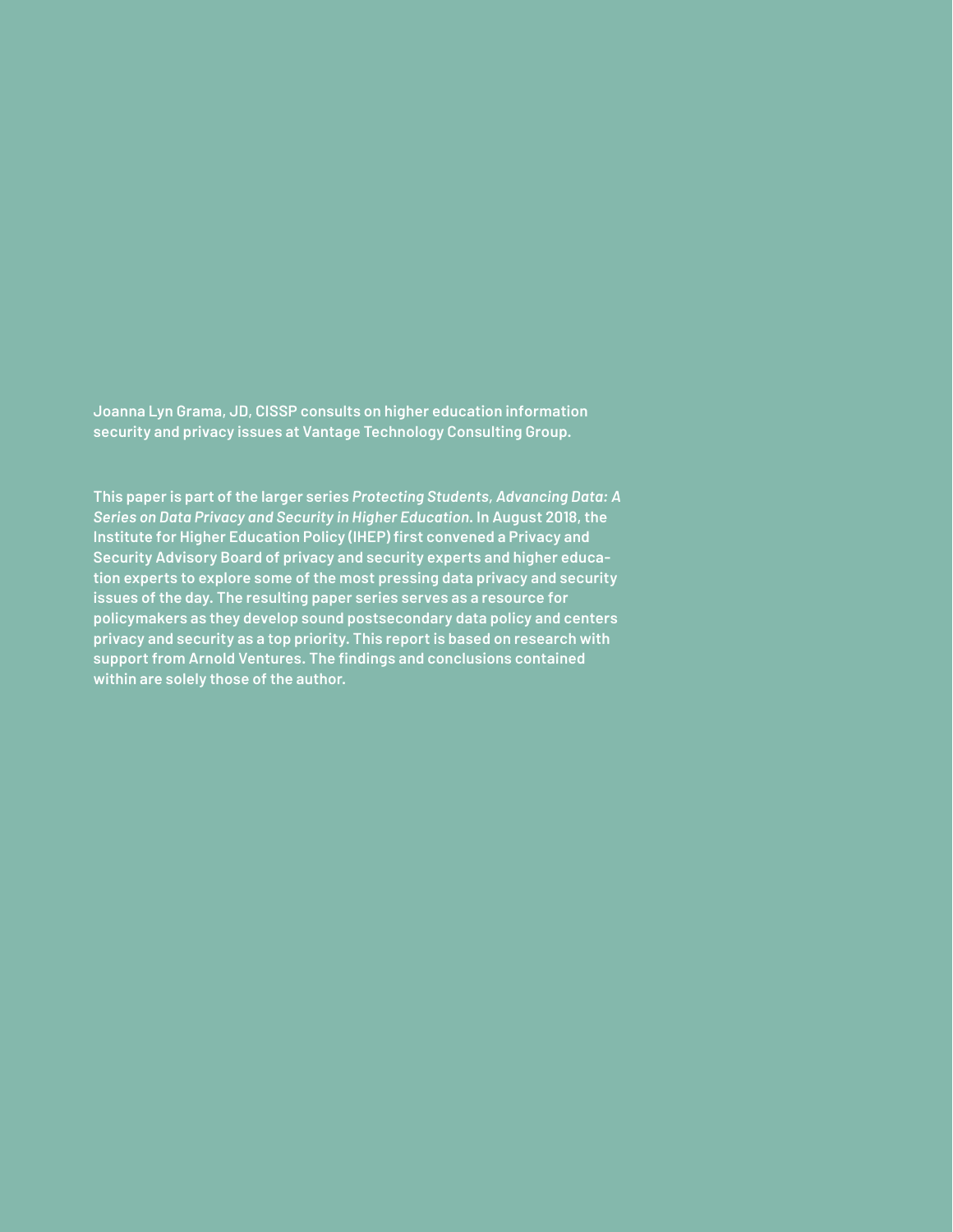**Joanna Lyn Grama, JD, CISSP consults on higher education information security and privacy issues at Vantage Technology Consulting Group.**

**This paper is part of the larger series *Protecting Students, Advancing Data: A Series on Data Privacy and Security in Higher Education.* In August 2018, the Institute for Higher Education Policy (IHEP) first convened a Privacy and Security Advisory Board of privacy and security experts and higher education experts to explore some of the most pressing data privacy and security issues of the day. The resulting paper series serves as a resource for policymakers as they develop sound postsecondary data policy and centers privacy and security as a top priority. This report is based on research with support from Arnold Ventures. The findings and conclusions contained within are solely those of the author.**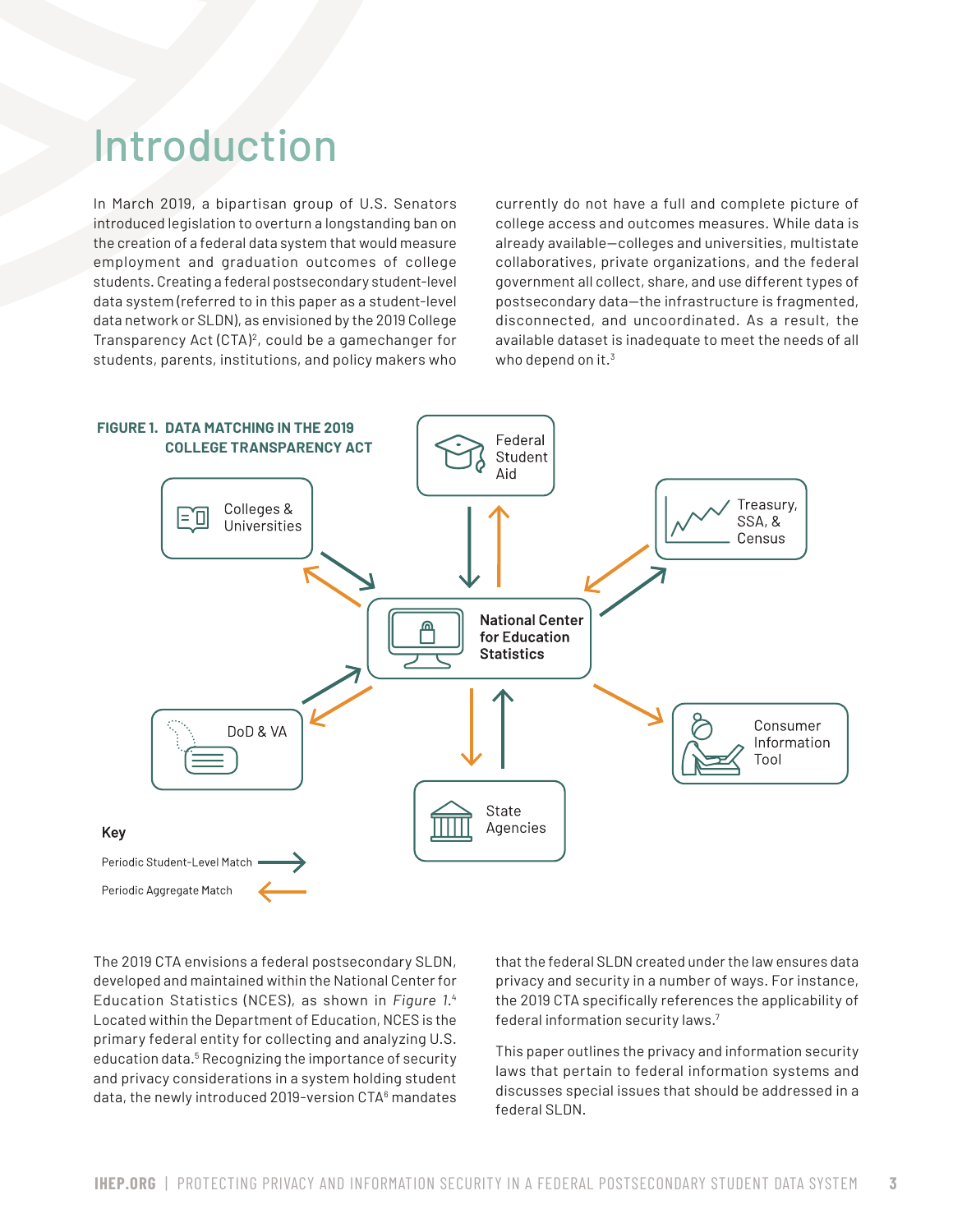# Introduction

In March 2019, a bipartisan group of U.S. Senators introduced legislation to overturn a longstanding ban on the creation of a federal data system that would measure employment and graduation outcomes of college students. Creating a federal postsecondary student-level data system (referred to in this paper as a student-level data network or SLDN), as envisioned by the 2019 College Transparency Act (CTA)[2], could be a gamechanger for students, parents, institutions, and policy makers who currently do not have a full and complete picture of college access and outcomes measures. While data is already available—colleges and universities, multistate collaboratives, private organizations, and the federal government all collect, share, and use different types of postsecondary data—the infrastructure is fragmented, disconnected, and uncoordinated. As a result, the available dataset is inadequate to meet the needs of all who depend on it.[3]

**FIGURE 1. DATA MATCHING IN THE 2019 COLLEGE TRANSPARENCY ACT**

National Center for Education Statistics

Federal Student Aid

Colleges & Universities

Treasury, SSA, & Census

DoD & VA

State Agencies

Consumer Information Tool

Key

Periodic Student-Level Match

Periodic Aggregate Match

The 2019 CTA envisions a federal postsecondary SLDN, developed and maintained within the National Center for Education Statistics (NCES), as shown in *Figure 1*.[4] Located within the Department of Education, NCES is the primary federal entity for collecting and analyzing U.S. education data.[5] Recognizing the importance of security and privacy considerations in a system holding student data, the newly introduced 2019-version CTA[6] mandates that the federal SLDN created under the law ensures data privacy and security in a number of ways. For instance, the 2019 CTA specifically references the applicability of federal information security laws.[7]

This paper outlines the privacy and information security laws that pertain to federal information systems and discusses special issues that should be addressed in a federal SLDN.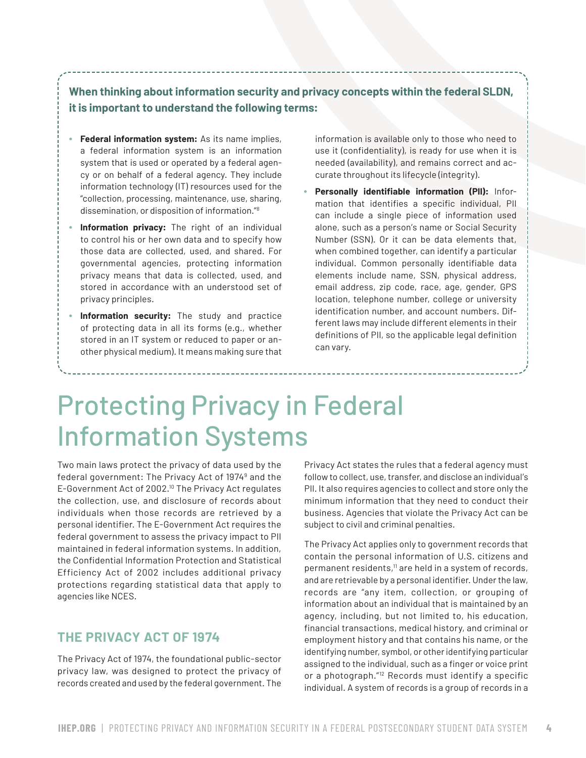**When thinking about information security and privacy concepts within the federal SLDN, it is important to understand the following terms:**

- **Federal information system:** As its name implies, a federal information system is an information system that is used or operated by a federal agency or on behalf of a federal agency. They include information technology (IT) resources used for the "collection, processing, maintenance, use, sharing, dissemination, or disposition of information."[8]
- **Information privacy:** The right of an individual to control his or her own data and to specify how those data are collected, used, and shared. For governmental agencies, protecting information privacy means that data is collected, used, and stored in accordance with an understood set of privacy principles.
- **Information security:** The study and practice of protecting data in all its forms (e.g., whether stored in an IT system or reduced to paper or another physical medium). It means making sure that information is available only to those who need to use it (confidentiality), is ready for use when it is needed (availability), and remains correct and accurate throughout its lifecycle (integrity).
- **Personally identifiable information (PII):** Information that identifies a specific individual, PII can include a single piece of information used alone, such as a person's name or Social Security Number (SSN). Or it can be data elements that, when combined together, can identify a particular individual. Common personally identifiable data elements include name, SSN, physical address, email address, zip code, race, age, gender, GPS location, telephone number, college or university identification number, and account numbers. Different laws may include different elements in their definitions of PII, so the applicable legal definition can vary.

# Protecting Privacy in Federal Information Systems

Two main laws protect the privacy of data used by the federal government: The Privacy Act of 1974[9] and the E-Government Act of 2002.[10] The Privacy Act regulates the collection, use, and disclosure of records about individuals when those records are retrieved by a personal identifier. The E-Government Act requires the federal government to assess the privacy impact to PII maintained in federal information systems. In addition, the Confidential Information Protection and Statistical Efficiency Act of 2002 includes additional privacy protections regarding statistical data that apply to agencies like NCES.

## THE PRIVACY ACT OF 1974

The Privacy Act of 1974, the foundational public-sector privacy law, was designed to protect the privacy of records created and used by the federal government. The Privacy Act states the rules that a federal agency must follow to collect, use, transfer, and disclose an individual's PII. It also requires agencies to collect and store only the minimum information that they need to conduct their business. Agencies that violate the Privacy Act can be subject to civil and criminal penalties.

The Privacy Act applies only to government records that contain the personal information of U.S. citizens and permanent residents,[11] are held in a system of records, and are retrievable by a personal identifier. Under the law, records are "any item, collection, or grouping of information about an individual that is maintained by an agency, including, but not limited to, his education, financial transactions, medical history, and criminal or employment history and that contains his name, or the identifying number, symbol, or other identifying particular assigned to the individual, such as a finger or voice print or a photograph."[12] Records must identify a specific individual. A system of records is a group of records in a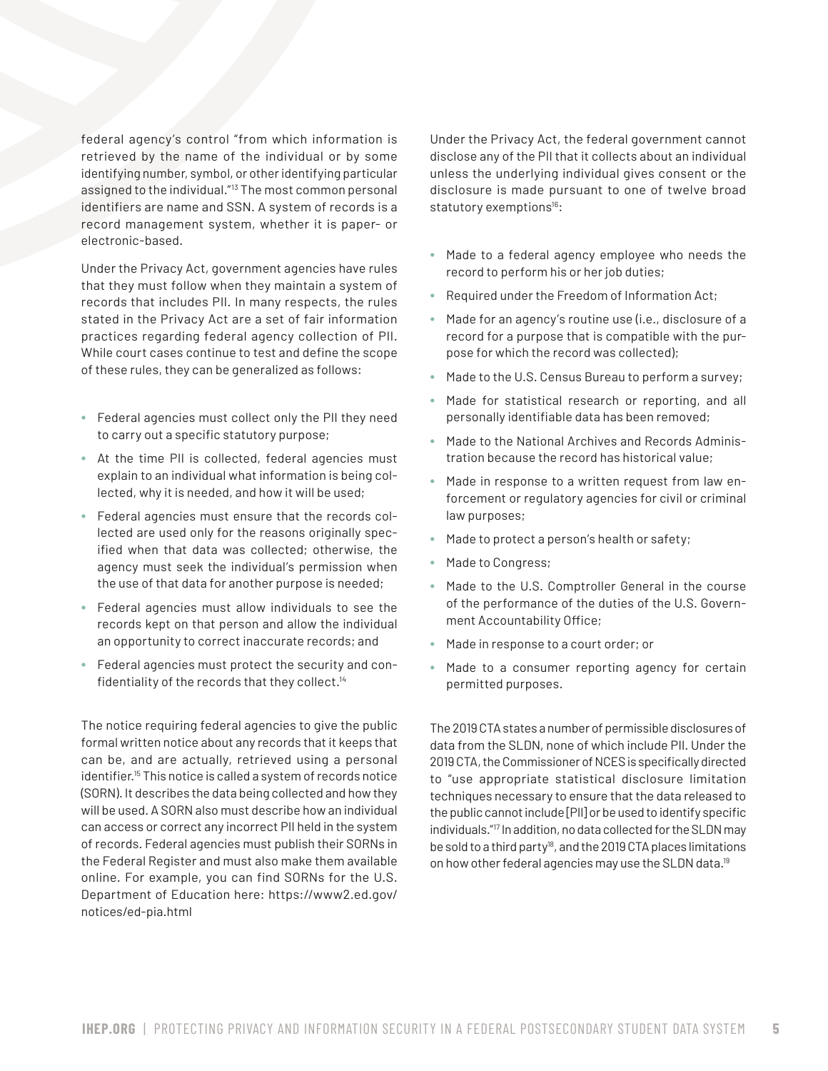federal agency's control "from which information is retrieved by the name of the individual or by some identifying number, symbol, or other identifying particular assigned to the individual."[13] The most common personal identifiers are name and SSN. A system of records is a record management system, whether it is paper- or electronic-based.

Under the Privacy Act, government agencies have rules that they must follow when they maintain a system of records that includes PII. In many respects, the rules stated in the Privacy Act are a set of fair information practices regarding federal agency collection of PII. While court cases continue to test and define the scope of these rules, they can be generalized as follows:

- Federal agencies must collect only the PII they need to carry out a specific statutory purpose;
- At the time PII is collected, federal agencies must explain to an individual what information is being collected, why it is needed, and how it will be used;
- Federal agencies must ensure that the records collected are used only for the reasons originally specified when that data was collected; otherwise, the agency must seek the individual's permission when the use of that data for another purpose is needed;
- Federal agencies must allow individuals to see the records kept on that person and allow the individual an opportunity to correct inaccurate records; and
- Federal agencies must protect the security and confidentiality of the records that they collect.[14]

The notice requiring federal agencies to give the public formal written notice about any records that it keeps that can be, and are actually, retrieved using a personal identifier.[15] This notice is called a system of records notice (SORN). It describes the data being collected and how they will be used. A SORN also must describe how an individual can access or correct any incorrect PII held in the system of records. Federal agencies must publish their SORNs in the Federal Register and must also make them available online. For example, you can find SORNs for the U.S. Department of Education here: https://www2.ed.gov/notices/ed-pia.html

Under the Privacy Act, the federal government cannot disclose any of the PII that it collects about an individual unless the underlying individual gives consent or the disclosure is made pursuant to one of twelve broad statutory exemptions[16]:

- Made to a federal agency employee who needs the record to perform his or her job duties;
- Required under the Freedom of Information Act;
- Made for an agency's routine use (i.e., disclosure of a record for a purpose that is compatible with the purpose for which the record was collected);
- Made to the U.S. Census Bureau to perform a survey;
- Made for statistical research or reporting, and all personally identifiable data has been removed;
- Made to the National Archives and Records Administration because the record has historical value;
- Made in response to a written request from law enforcement or regulatory agencies for civil or criminal law purposes;
- Made to protect a person's health or safety;
- Made to Congress;
- Made to the U.S. Comptroller General in the course of the performance of the duties of the U.S. Government Accountability Office;
- Made in response to a court order; or
- Made to a consumer reporting agency for certain permitted purposes.

The 2019 CTA states a number of permissible disclosures of data from the SLDN, none of which include PII. Under the 2019 CTA, the Commissioner of NCES is specifically directed to "use appropriate statistical disclosure limitation techniques necessary to ensure that the data released to the public cannot include [PII] or be used to identify specific individuals."[17] In addition, no data collected for the SLDN may be sold to a third party[18], and the 2019 CTA places limitations on how other federal agencies may use the SLDN data.[19]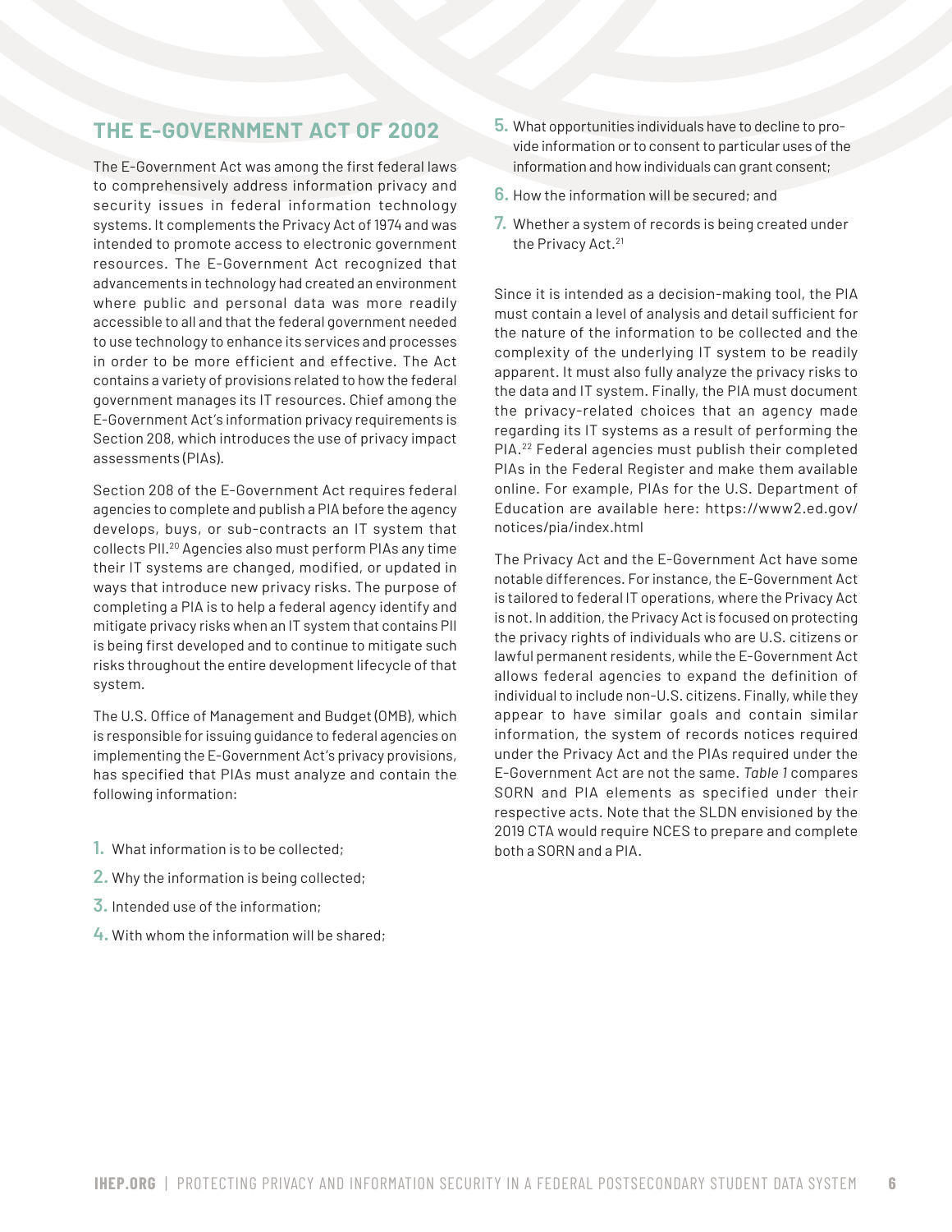## THE E-GOVERNMENT ACT OF 2002

The E-Government Act was among the first federal laws to comprehensively address information privacy and security issues in federal information technology systems. It complements the Privacy Act of 1974 and was intended to promote access to electronic government resources. The E-Government Act recognized that advancements in technology had created an environment where public and personal data was more readily accessible to all and that the federal government needed to use technology to enhance its services and processes in order to be more efficient and effective. The Act contains a variety of provisions related to how the federal government manages its IT resources. Chief among the E-Government Act's information privacy requirements is Section 208, which introduces the use of privacy impact assessments (PIAs).

Section 208 of the E-Government Act requires federal agencies to complete and publish a PIA before the agency develops, buys, or sub-contracts an IT system that collects PII.[20] Agencies also must perform PIAs any time their IT systems are changed, modified, or updated in ways that introduce new privacy risks. The purpose of completing a PIA is to help a federal agency identify and mitigate privacy risks when an IT system that contains PII is being first developed and to continue to mitigate such risks throughout the entire development lifecycle of that system.

The U.S. Office of Management and Budget (OMB), which is responsible for issuing guidance to federal agencies on implementing the E-Government Act's privacy provisions, has specified that PIAs must analyze and contain the following information:

1. What information is to be collected;
2. Why the information is being collected;
3. Intended use of the information;
4. With whom the information will be shared;
5. What opportunities individuals have to decline to provide information or to consent to particular uses of the information and how individuals can grant consent;
6. How the information will be secured; and
7. Whether a system of records is being created under the Privacy Act.[21]

Since it is intended as a decision-making tool, the PIA must contain a level of analysis and detail sufficient for the nature of the information to be collected and the complexity of the underlying IT system to be readily apparent. It must also fully analyze the privacy risks to the data and IT system. Finally, the PIA must document the privacy-related choices that an agency made regarding its IT systems as a result of performing the PIA.[22] Federal agencies must publish their completed PIAs in the Federal Register and make them available online. For example, PIAs for the U.S. Department of Education are available here: https://www2.ed.gov/notices/pia/index.html

The Privacy Act and the E-Government Act have some notable differences. For instance, the E-Government Act is tailored to federal IT operations, where the Privacy Act is not. In addition, the Privacy Act is focused on protecting the privacy rights of individuals who are U.S. citizens or lawful permanent residents, while the E-Government Act allows federal agencies to expand the definition of individual to include non-U.S. citizens. Finally, while they appear to have similar goals and contain similar information, the system of records notices required under the Privacy Act and the PIAs required under the E-Government Act are not the same. *Table 1* compares SORN and PIA elements as specified under their respective acts. Note that the SLDN envisioned by the 2019 CTA would require NCES to prepare and complete both a SORN and a PIA.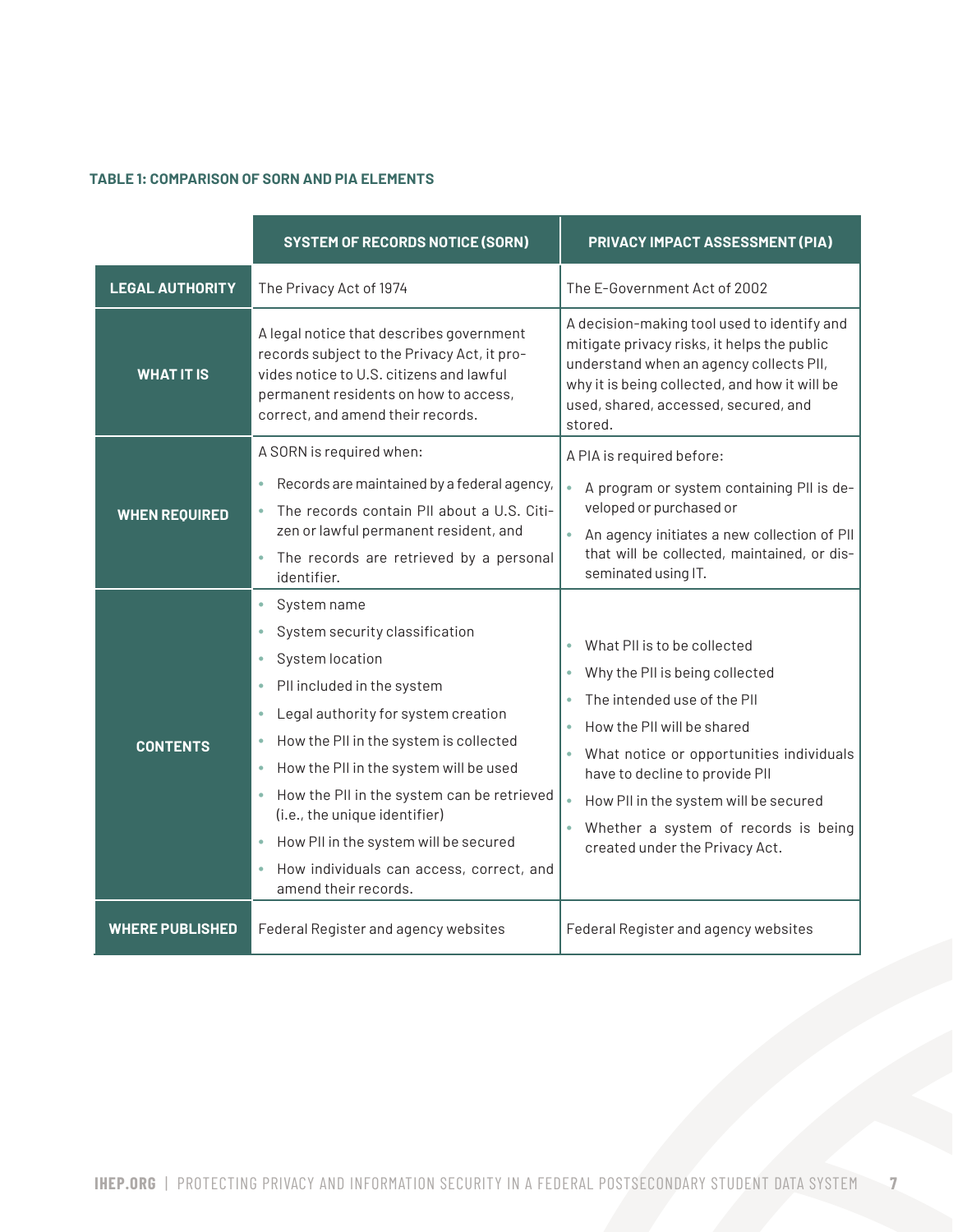**TABLE 1: COMPARISON OF SORN AND PIA ELEMENTS**

| | SYSTEM OF RECORDS NOTICE (SORN) | PRIVACY IMPACT ASSESSMENT (PIA) |
|---|---|---|
| **LEGAL AUTHORITY** | The Privacy Act of 1974 | The E-Government Act of 2002 |
| **WHAT IT IS** | A legal notice that describes government records subject to the Privacy Act, it provides notice to U.S. citizens and lawful permanent residents on how to access, correct, and amend their records. | A decision-making tool used to identify and mitigate privacy risks, it helps the public understand when an agency collects PII, why it is being collected, and how it will be used, shared, accessed, secured, and stored. |
| **WHEN REQUIRED** | A SORN is required when:<br>• Records are maintained by a federal agency,<br>• The records contain PII about a U.S. Citizen or lawful permanent resident, and<br>• The records are retrieved by a personal identifier. | A PIA is required before:<br>• A program or system containing PII is developed or purchased or<br>• An agency initiates a new collection of PII that will be collected, maintained, or disseminated using IT. |
| **CONTENTS** | • System name<br>• System security classification<br>• System location<br>• PII included in the system<br>• Legal authority for system creation<br>• How the PII in the system is collected<br>• How the PII in the system will be used<br>• How the PII in the system can be retrieved (i.e., the unique identifier)<br>• How PII in the system will be secured<br>• How individuals can access, correct, and amend their records. | • What PII is to be collected<br>• Why the PII is being collected<br>• The intended use of the PII<br>• How the PII will be shared<br>• What notice or opportunities individuals have to decline to provide PII<br>• How PII in the system will be secured<br>• Whether a system of records is being created under the Privacy Act. |
| **WHERE PUBLISHED** | Federal Register and agency websites | Federal Register and agency websites |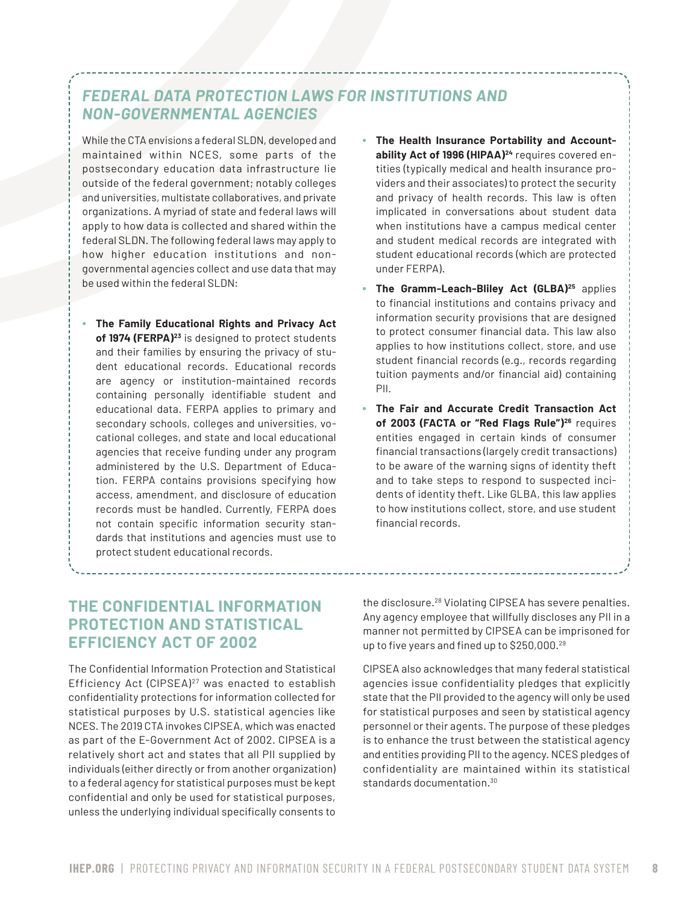## FEDERAL DATA PROTECTION LAWS FOR INSTITUTIONS AND NON-GOVERNMENTAL AGENCIES

While the CTA envisions a federal SLDN, developed and maintained within NCES, some parts of the postsecondary education data infrastructure lie outside of the federal government; notably colleges and universities, multistate collaboratives, and private organizations. A myriad of state and federal laws will apply to how data is collected and shared within the federal SLDN. The following federal laws may apply to how higher education institutions and non-governmental agencies collect and use data that may be used within the federal SLDN:

- **The Family Educational Rights and Privacy Act of 1974 (FERPA)**[23] is designed to protect students and their families by ensuring the privacy of student educational records. Educational records are agency or institution-maintained records containing personally identifiable student and educational data. FERPA applies to primary and secondary schools, colleges and universities, vocational colleges, and state and local educational agencies that receive funding under any program administered by the U.S. Department of Education. FERPA contains provisions specifying how access, amendment, and disclosure of education records must be handled. Currently, FERPA does not contain specific information security standards that institutions and agencies must use to protect student educational records.
- **The Health Insurance Portability and Accountability Act of 1996 (HIPAA)**[24] requires covered entities (typically medical and health insurance providers and their associates) to protect the security and privacy of health records. This law is often implicated in conversations about student data when institutions have a campus medical center and student medical records are integrated with student educational records (which are protected under FERPA).
- **The Gramm-Leach-Bliley Act (GLBA)**[25] applies to financial institutions and contains privacy and information security provisions that are designed to protect consumer financial data. This law also applies to how institutions collect, store, and use student financial records (e.g., records regarding tuition payments and/or financial aid) containing PII.
- **The Fair and Accurate Credit Transaction Act of 2003 (FACTA or "Red Flags Rule")**[26] requires entities engaged in certain kinds of consumer financial transactions (largely credit transactions) to be aware of the warning signs of identity theft and to take steps to respond to suspected incidents of identity theft. Like GLBA, this law applies to how institutions collect, store, and use student financial records.

## THE CONFIDENTIAL INFORMATION PROTECTION AND STATISTICAL EFFICIENCY ACT OF 2002

The Confidential Information Protection and Statistical Efficiency Act (CIPSEA)[27] was enacted to establish confidentiality protections for information collected for statistical purposes by U.S. statistical agencies like NCES. The 2019 CTA invokes CIPSEA, which was enacted as part of the E-Government Act of 2002. CIPSEA is a relatively short act and states that all PII supplied by individuals (either directly or from another organization) to a federal agency for statistical purposes must be kept confidential and only be used for statistical purposes, unless the underlying individual specifically consents to the disclosure.[28] Violating CIPSEA has severe penalties. Any agency employee that willfully discloses any PII in a manner not permitted by CIPSEA can be imprisoned for up to five years and fined up to $250,000.[29]

CIPSEA also acknowledges that many federal statistical agencies issue confidentiality pledges that explicitly state that the PII provided to the agency will only be used for statistical purposes and seen by statistical agency personnel or their agents. The purpose of these pledges is to enhance the trust between the statistical agency and entities providing PII to the agency. NCES pledges of confidentiality are maintained within its statistical standards documentation.[30]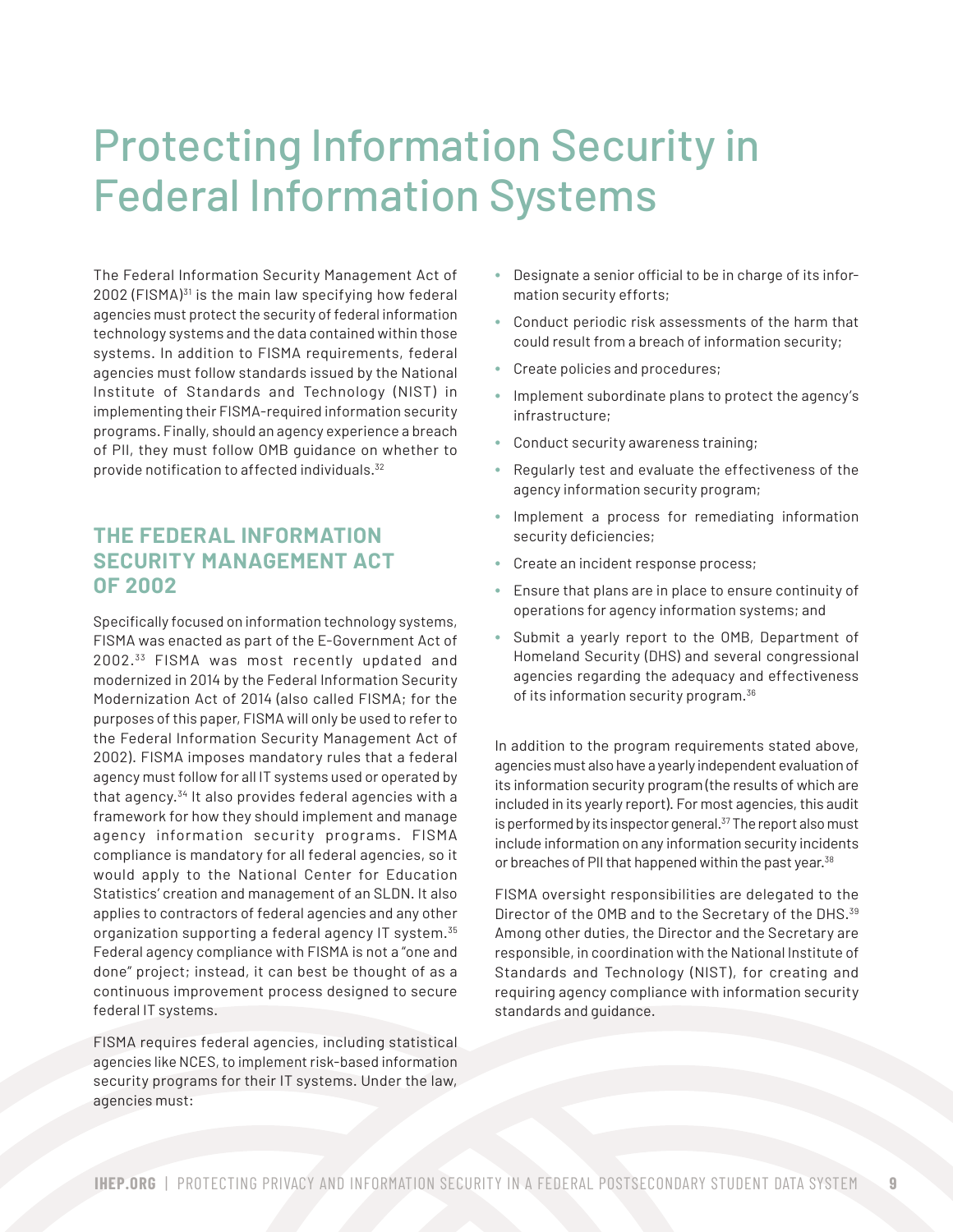# Protecting Information Security in Federal Information Systems

The Federal Information Security Management Act of 2002 (FISMA)[31] is the main law specifying how federal agencies must protect the security of federal information technology systems and the data contained within those systems. In addition to FISMA requirements, federal agencies must follow standards issued by the National Institute of Standards and Technology (NIST) in implementing their FISMA-required information security programs. Finally, should an agency experience a breach of PII, they must follow OMB guidance on whether to provide notification to affected individuals.[32]

## THE FEDERAL INFORMATION SECURITY MANAGEMENT ACT OF 2002

Specifically focused on information technology systems, FISMA was enacted as part of the E-Government Act of 2002.[33] FISMA was most recently updated and modernized in 2014 by the Federal Information Security Modernization Act of 2014 (also called FISMA; for the purposes of this paper, FISMA will only be used to refer to the Federal Information Security Management Act of 2002). FISMA imposes mandatory rules that a federal agency must follow for all IT systems used or operated by that agency.[34] It also provides federal agencies with a framework for how they should implement and manage agency information security programs. FISMA compliance is mandatory for all federal agencies, so it would apply to the National Center for Education Statistics' creation and management of an SLDN. It also applies to contractors of federal agencies and any other organization supporting a federal agency IT system.[35] Federal agency compliance with FISMA is not a "one and done" project; instead, it can best be thought of as a continuous improvement process designed to secure federal IT systems.

FISMA requires federal agencies, including statistical agencies like NCES, to implement risk-based information security programs for their IT systems. Under the law, agencies must:

- Designate a senior official to be in charge of its information security efforts;
- Conduct periodic risk assessments of the harm that could result from a breach of information security;
- Create policies and procedures;
- Implement subordinate plans to protect the agency's infrastructure;
- Conduct security awareness training;
- Regularly test and evaluate the effectiveness of the agency information security program;
- Implement a process for remediating information security deficiencies;
- Create an incident response process;
- Ensure that plans are in place to ensure continuity of operations for agency information systems; and
- Submit a yearly report to the OMB, Department of Homeland Security (DHS) and several congressional agencies regarding the adequacy and effectiveness of its information security program.[36]

In addition to the program requirements stated above, agencies must also have a yearly independent evaluation of its information security program (the results of which are included in its yearly report). For most agencies, this audit is performed by its inspector general.[37] The report also must include information on any information security incidents or breaches of PII that happened within the past year.[38]

FISMA oversight responsibilities are delegated to the Director of the OMB and to the Secretary of the DHS.[39] Among other duties, the Director and the Secretary are responsible, in coordination with the National Institute of Standards and Technology (NIST), for creating and requiring agency compliance with information security standards and guidance.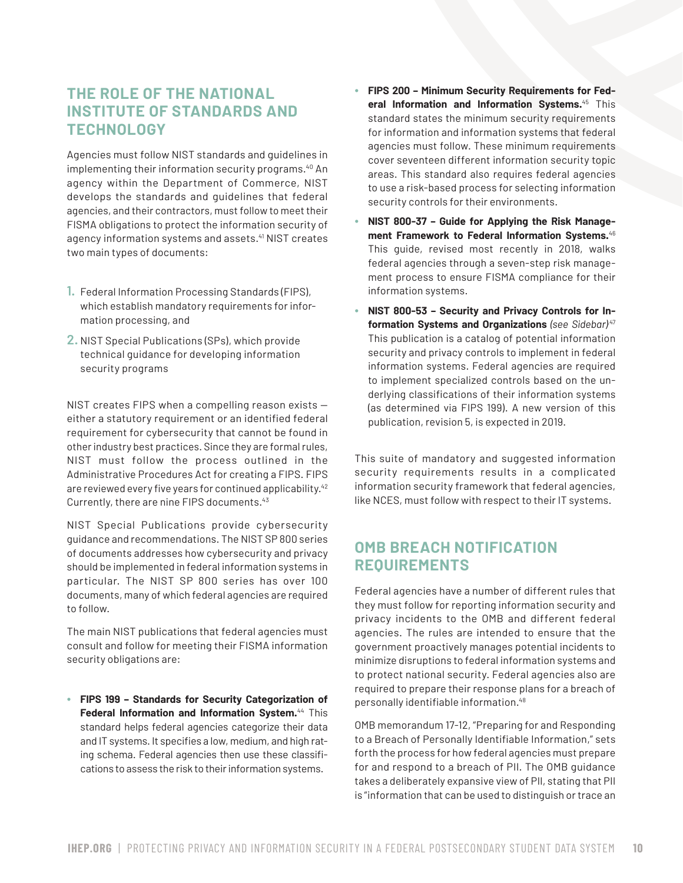## THE ROLE OF THE NATIONAL INSTITUTE OF STANDARDS AND TECHNOLOGY

Agencies must follow NIST standards and guidelines in implementing their information security programs.[40] An agency within the Department of Commerce, NIST develops the standards and guidelines that federal agencies, and their contractors, must follow to meet their FISMA obligations to protect the information security of agency information systems and assets.[41] NIST creates two main types of documents:

1. Federal Information Processing Standards (FIPS), which establish mandatory requirements for information processing, and
2. NIST Special Publications (SPs), which provide technical guidance for developing information security programs

NIST creates FIPS when a compelling reason exists — either a statutory requirement or an identified federal requirement for cybersecurity that cannot be found in other industry best practices. Since they are formal rules, NIST must follow the process outlined in the Administrative Procedures Act for creating a FIPS. FIPS are reviewed every five years for continued applicability.[42] Currently, there are nine FIPS documents.[43]

NIST Special Publications provide cybersecurity guidance and recommendations. The NIST SP 800 series of documents addresses how cybersecurity and privacy should be implemented in federal information systems in particular. The NIST SP 800 series has over 100 documents, many of which federal agencies are required to follow.

The main NIST publications that federal agencies must consult and follow for meeting their FISMA information security obligations are:

- **FIPS 199 – Standards for Security Categorization of Federal Information and Information System.**[44] This standard helps federal agencies categorize their data and IT systems. It specifies a low, medium, and high rating schema. Federal agencies then use these classifications to assess the risk to their information systems.
- **FIPS 200 – Minimum Security Requirements for Federal Information and Information Systems.**[45] This standard states the minimum security requirements for information and information systems that federal agencies must follow. These minimum requirements cover seventeen different information security topic areas. This standard also requires federal agencies to use a risk-based process for selecting information security controls for their environments.
- **NIST 800-37 – Guide for Applying the Risk Management Framework to Federal Information Systems.**[46] This guide, revised most recently in 2018, walks federal agencies through a seven-step risk management process to ensure FISMA compliance for their information systems.
- **NIST 800-53 – Security and Privacy Controls for Information Systems and Organizations** *(see Sidebar)*[47] This publication is a catalog of potential information security and privacy controls to implement in federal information systems. Federal agencies are required to implement specialized controls based on the underlying classifications of their information systems (as determined via FIPS 199). A new version of this publication, revision 5, is expected in 2019.

This suite of mandatory and suggested information security requirements results in a complicated information security framework that federal agencies, like NCES, must follow with respect to their IT systems.

## OMB BREACH NOTIFICATION REQUIREMENTS

Federal agencies have a number of different rules that they must follow for reporting information security and privacy incidents to the OMB and different federal agencies. The rules are intended to ensure that the government proactively manages potential incidents to minimize disruptions to federal information systems and to protect national security. Federal agencies also are required to prepare their response plans for a breach of personally identifiable information.[48]

OMB memorandum 17-12, "Preparing for and Responding to a Breach of Personally Identifiable Information," sets forth the process for how federal agencies must prepare for and respond to a breach of PII. The OMB guidance takes a deliberately expansive view of PII, stating that PII is "information that can be used to distinguish or trace an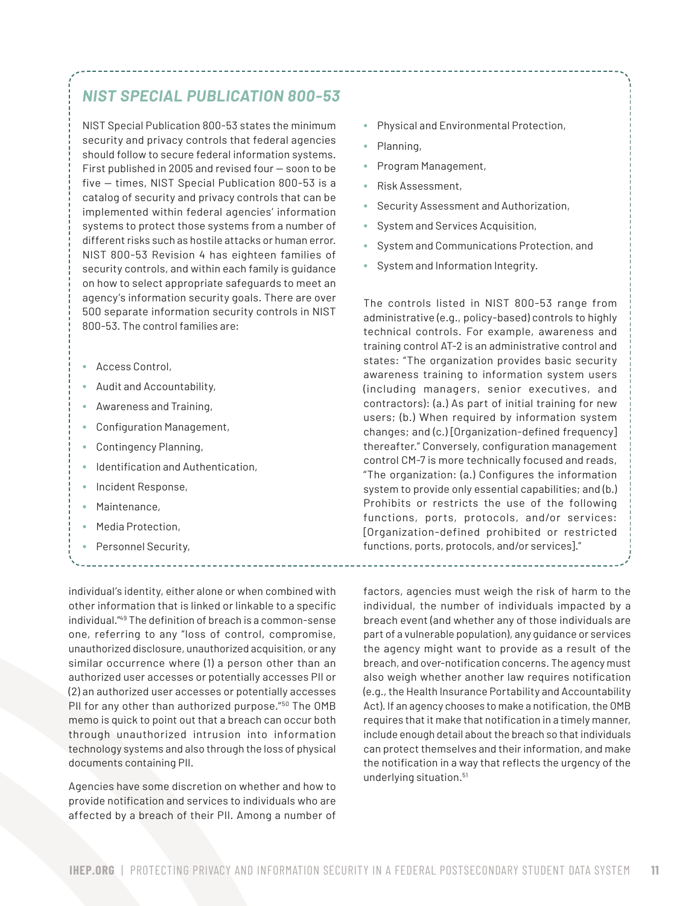## *NIST SPECIAL PUBLICATION 800-53*

NIST Special Publication 800-53 states the minimum security and privacy controls that federal agencies should follow to secure federal information systems. First published in 2005 and revised four — soon to be five — times, NIST Special Publication 800-53 is a catalog of security and privacy controls that can be implemented within federal agencies' information systems to protect those systems from a number of different risks such as hostile attacks or human error. NIST 800-53 Revision 4 has eighteen families of security controls, and within each family is guidance on how to select appropriate safeguards to meet an agency's information security goals. There are over 500 separate information security controls in NIST 800-53. The control families are:

- Access Control,
- Audit and Accountability,
- Awareness and Training,
- Configuration Management,
- Contingency Planning,
- Identification and Authentication,
- Incident Response,
- Maintenance,
- Media Protection,
- Personnel Security,
- Physical and Environmental Protection,
- Planning,
- Program Management,
- Risk Assessment,
- Security Assessment and Authorization,
- System and Services Acquisition,
- System and Communications Protection, and
- System and Information Integrity.

The controls listed in NIST 800-53 range from administrative (e.g., policy-based) controls to highly technical controls. For example, awareness and training control AT-2 is an administrative control and states: "The organization provides basic security awareness training to information system users (including managers, senior executives, and contractors): (a.) As part of initial training for new users; (b.) When required by information system changes; and (c.) [Organization-defined frequency] thereafter." Conversely, configuration management control CM-7 is more technically focused and reads, "The organization: (a.) Configures the information system to provide only essential capabilities; and (b.) Prohibits or restricts the use of the following functions, ports, protocols, and/or services: [Organization-defined prohibited or restricted functions, ports, protocols, and/or services]."

individual's identity, either alone or when combined with other information that is linked or linkable to a specific individual."[49] The definition of breach is a common-sense one, referring to any "loss of control, compromise, unauthorized disclosure, unauthorized acquisition, or any similar occurrence where (1) a person other than an authorized user accesses or potentially accesses PII or (2) an authorized user accesses or potentially accesses PII for any other than authorized purpose."[50] The OMB memo is quick to point out that a breach can occur both through unauthorized intrusion into information technology systems and also through the loss of physical documents containing PII.

Agencies have some discretion on whether and how to provide notification and services to individuals who are affected by a breach of their PII. Among a number of factors, agencies must weigh the risk of harm to the individual, the number of individuals impacted by a breach event (and whether any of those individuals are part of a vulnerable population), any guidance or services the agency might want to provide as a result of the breach, and over-notification concerns. The agency must also weigh whether another law requires notification (e.g., the Health Insurance Portability and Accountability Act). If an agency chooses to make a notification, the OMB requires that it make that notification in a timely manner, include enough detail about the breach so that individuals can protect themselves and their information, and make the notification in a way that reflects the urgency of the underlying situation.[51]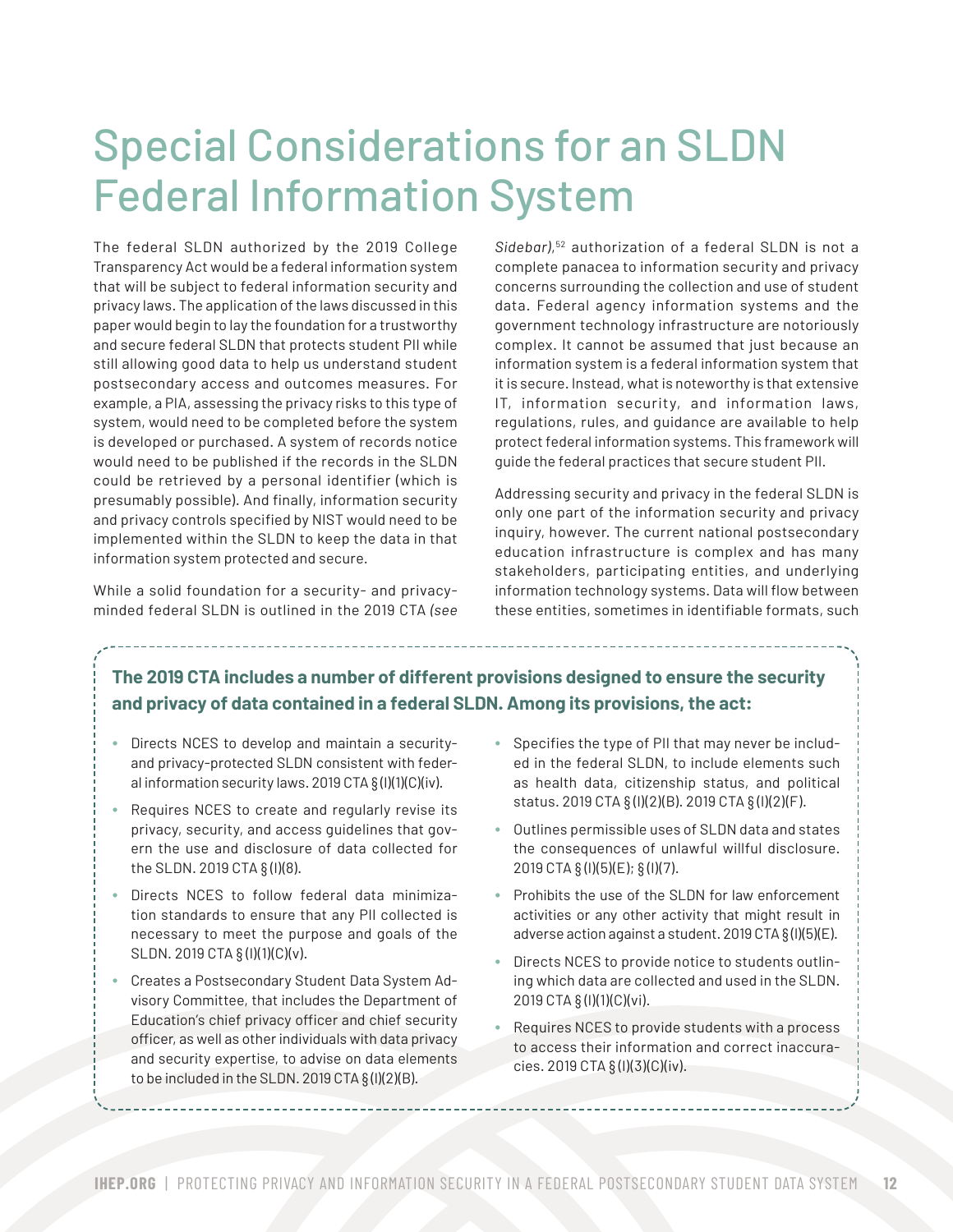# Special Considerations for an SLDN Federal Information System

The federal SLDN authorized by the 2019 College Transparency Act would be a federal information system that will be subject to federal information security and privacy laws. The application of the laws discussed in this paper would begin to lay the foundation for a trustworthy and secure federal SLDN that protects student PII while still allowing good data to help us understand student postsecondary access and outcomes measures. For example, a PIA, assessing the privacy risks to this type of system, would need to be completed before the system is developed or purchased. A system of records notice would need to be published if the records in the SLDN could be retrieved by a personal identifier (which is presumably possible). And finally, information security and privacy controls specified by NIST would need to be implemented within the SLDN to keep the data in that information system protected and secure.

While a solid foundation for a security- and privacy-minded federal SLDN is outlined in the 2019 CTA *(see Sidebar)*,[52] authorization of a federal SLDN is not a complete panacea to information security and privacy concerns surrounding the collection and use of student data. Federal agency information systems and the government technology infrastructure are notoriously complex. It cannot be assumed that just because an information system is a federal information system that it is secure. Instead, what is noteworthy is that extensive IT, information security, and information laws, regulations, rules, and guidance are available to help protect federal information systems. This framework will guide the federal practices that secure student PII.

Addressing security and privacy in the federal SLDN is only one part of the information security and privacy inquiry, however. The current national postsecondary education infrastructure is complex and has many stakeholders, participating entities, and underlying information technology systems. Data will flow between these entities, sometimes in identifiable formats, such

**The 2019 CTA includes a number of different provisions designed to ensure the security and privacy of data contained in a federal SLDN. Among its provisions, the act:**

- Directs NCES to develop and maintain a security- and privacy-protected SLDN consistent with federal information security laws. 2019 CTA § (l)(1)(C)(iv).
- Requires NCES to create and regularly revise its privacy, security, and access guidelines that govern the use and disclosure of data collected for the SLDN. 2019 CTA § (l)(8).
- Directs NCES to follow federal data minimization standards to ensure that any PII collected is necessary to meet the purpose and goals of the SLDN. 2019 CTA § (l)(1)(C)(v).
- Creates a Postsecondary Student Data System Advisory Committee, that includes the Department of Education's chief privacy officer and chief security officer, as well as other individuals with data privacy and security expertise, to advise on data elements to be included in the SLDN. 2019 CTA § (l)(2)(B).
- Specifies the type of PII that may never be included in the federal SLDN, to include elements such as health data, citizenship status, and political status. 2019 CTA § (l)(2)(B). 2019 CTA § (l)(2)(F).
- Outlines permissible uses of SLDN data and states the consequences of unlawful willful disclosure. 2019 CTA § (l)(5)(E); § (l)(7).
- Prohibits the use of the SLDN for law enforcement activities or any other activity that might result in adverse action against a student. 2019 CTA § (l)(5)(E).
- Directs NCES to provide notice to students outlining which data are collected and used in the SLDN. 2019 CTA § (l)(1)(C)(vi).
- Requires NCES to provide students with a process to access their information and correct inaccuracies. 2019 CTA § (l)(3)(C)(iv).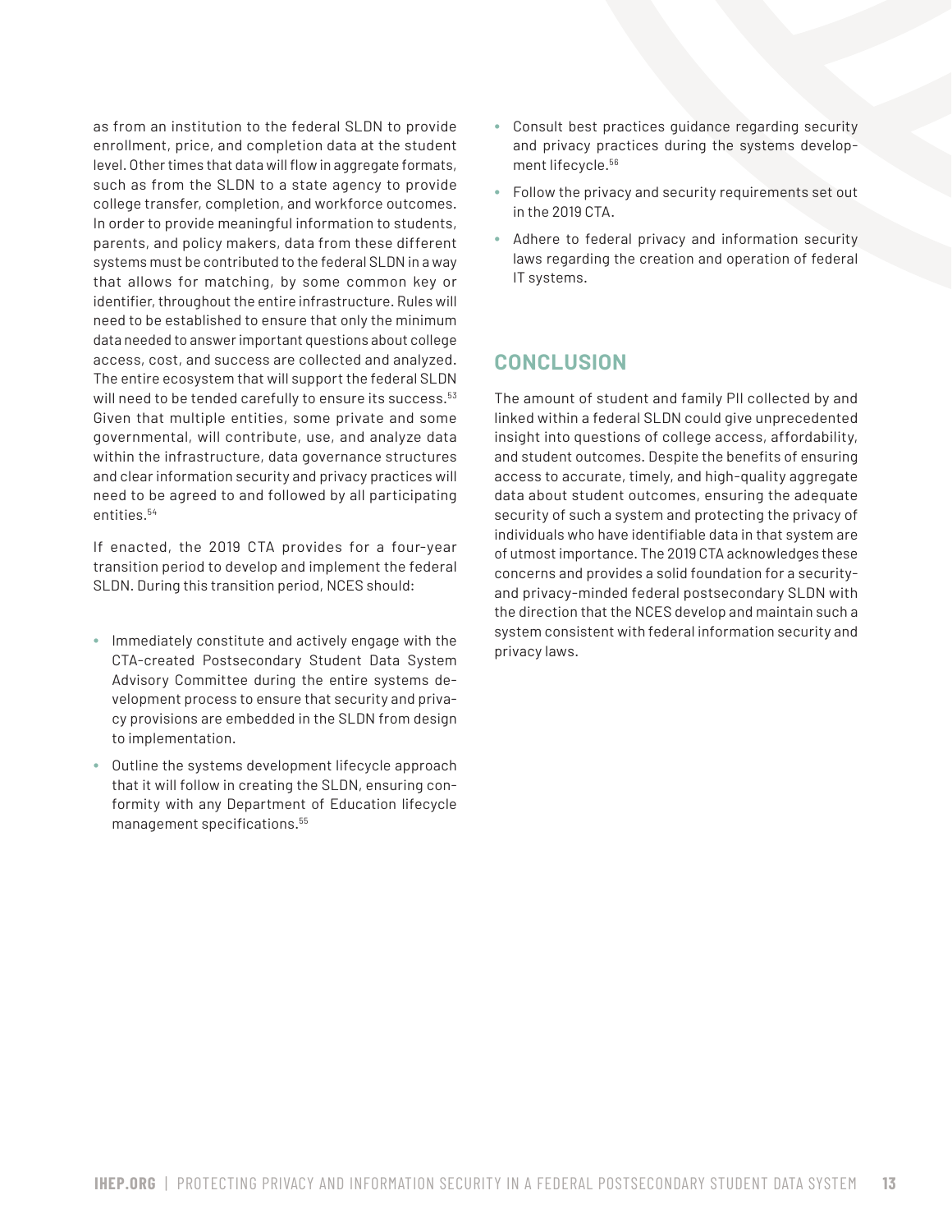as from an institution to the federal SLDN to provide enrollment, price, and completion data at the student level. Other times that data will flow in aggregate formats, such as from the SLDN to a state agency to provide college transfer, completion, and workforce outcomes. In order to provide meaningful information to students, parents, and policy makers, data from these different systems must be contributed to the federal SLDN in a way that allows for matching, by some common key or identifier, throughout the entire infrastructure. Rules will need to be established to ensure that only the minimum data needed to answer important questions about college access, cost, and success are collected and analyzed. The entire ecosystem that will support the federal SLDN will need to be tended carefully to ensure its success.[53] Given that multiple entities, some private and some governmental, will contribute, use, and analyze data within the infrastructure, data governance structures and clear information security and privacy practices will need to be agreed to and followed by all participating entities.[54]

If enacted, the 2019 CTA provides for a four-year transition period to develop and implement the federal SLDN. During this transition period, NCES should:

- Immediately constitute and actively engage with the CTA-created Postsecondary Student Data System Advisory Committee during the entire systems development process to ensure that security and privacy provisions are embedded in the SLDN from design to implementation.
- Outline the systems development lifecycle approach that it will follow in creating the SLDN, ensuring conformity with any Department of Education lifecycle management specifications.[55]
- Consult best practices guidance regarding security and privacy practices during the systems development lifecycle.[56]
- Follow the privacy and security requirements set out in the 2019 CTA.
- Adhere to federal privacy and information security laws regarding the creation and operation of federal IT systems.

## CONCLUSION

The amount of student and family PII collected by and linked within a federal SLDN could give unprecedented insight into questions of college access, affordability, and student outcomes. Despite the benefits of ensuring access to accurate, timely, and high-quality aggregate data about student outcomes, ensuring the adequate security of such a system and protecting the privacy of individuals who have identifiable data in that system are of utmost importance. The 2019 CTA acknowledges these concerns and provides a solid foundation for a security- and privacy-minded federal postsecondary SLDN with the direction that the NCES develop and maintain such a system consistent with federal information security and privacy laws.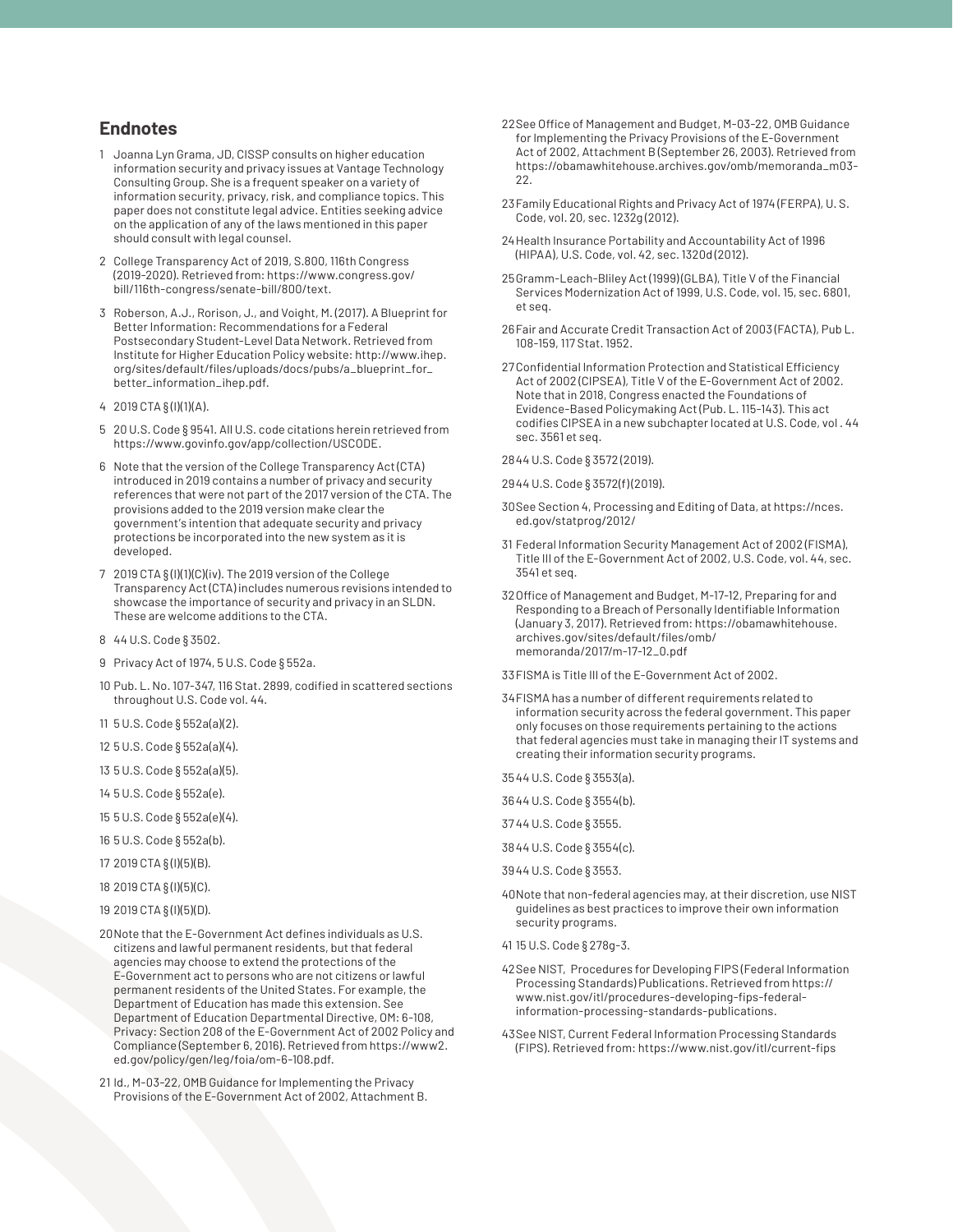## Endnotes

1. Joanna Lyn Grama, JD, CISSP consults on higher education information security and privacy issues at Vantage Technology Consulting Group. She is a frequent speaker on a variety of information security, privacy, risk, and compliance topics. This paper does not constitute legal advice. Entities seeking advice on the application of any of the laws mentioned in this paper should consult with legal counsel.
2. College Transparency Act of 2019, S.800, 116th Congress (2019-2020). Retrieved from: https://www.congress.gov/bill/116th-congress/senate-bill/800/text.
3. Roberson, A.J., Rorison, J., and Voight, M. (2017). A Blueprint for Better Information: Recommendations for a Federal Postsecondary Student-Level Data Network. Retrieved from Institute for Higher Education Policy website: http://www.ihep.org/sites/default/files/uploads/docs/pubs/a_blueprint_for_better_information_ihep.pdf.
4. 2019 CTA §(l)(1)(A).
5. 20 U.S. Code § 9541. All U.S. code citations herein retrieved from https://www.govinfo.gov/app/collection/USCODE.
6. Note that the version of the College Transparency Act (CTA) introduced in 2019 contains a number of privacy and security references that were not part of the 2017 version of the CTA. The provisions added to the 2019 version make clear the government's intention that adequate security and privacy protections be incorporated into the new system as it is developed.
7. 2019 CTA §(l)(1)(C)(iv). The 2019 version of the College Transparency Act (CTA) includes numerous revisions intended to showcase the importance of security and privacy in an SLDN. These are welcome additions to the CTA.
8. 44 U.S. Code § 3502.
9. Privacy Act of 1974, 5 U.S. Code § 552a.
10. Pub. L. No. 107-347, 116 Stat. 2899, codified in scattered sections throughout U.S. Code vol. 44.
11. 5 U.S. Code § 552a(a)(2).
12. 5 U.S. Code § 552a(a)(4).
13. 5 U.S. Code § 552a(a)(5).
14. 5 U.S. Code § 552a(e).
15. 5 U.S. Code § 552a(e)(4).
16. 5 U.S. Code § 552a(b).
17. 2019 CTA §(l)(5)(B).
18. 2019 CTA §(l)(5)(C).
19. 2019 CTA §(l)(5)(D).
20. Note that the E-Government Act defines individuals as U.S. citizens and lawful permanent residents, but that federal agencies may choose to extend the protections of the E-Government act to persons who are not citizens or lawful permanent residents of the United States. For example, the Department of Education has made this extension. See Department of Education Departmental Directive, OM: 6-108, Privacy: Section 208 of the E-Government Act of 2002 Policy and Compliance (September 6, 2016). Retrieved from https://www2.ed.gov/policy/gen/leg/foia/om-6-108.pdf.
21. Id., M-03-22, OMB Guidance for Implementing the Privacy Provisions of the E-Government Act of 2002, Attachment B.
22. See Office of Management and Budget, M-03-22, OMB Guidance for Implementing the Privacy Provisions of the E-Government Act of 2002, Attachment B (September 26, 2003). Retrieved from https://obamawhitehouse.archives.gov/omb/memoranda_m03-22.
23. Family Educational Rights and Privacy Act of 1974 (FERPA), U. S. Code, vol. 20, sec. 1232g (2012).
24. Health Insurance Portability and Accountability Act of 1996 (HIPAA), U.S. Code, vol. 42, sec. 1320d (2012).
25. Gramm-Leach-Bliley Act (1999) (GLBA), Title V of the Financial Services Modernization Act of 1999, U.S. Code, vol. 15, sec. 6801, et seq.
26. Fair and Accurate Credit Transaction Act of 2003 (FACTA), Pub L. 108-159, 117 Stat. 1952.
27. Confidential Information Protection and Statistical Efficiency Act of 2002 (CIPSEA), Title V of the E-Government Act of 2002. Note that in 2018, Congress enacted the Foundations of Evidence-Based Policymaking Act (Pub. L. 115-143). This act codifies CIPSEA in a new subchapter located at U.S. Code, vol . 44 sec. 3561 et seq.
28. 44 U.S. Code § 3572 (2019).
29. 44 U.S. Code § 3572(f) (2019).
30. See Section 4, Processing and Editing of Data, at https://nces.ed.gov/statprog/2012/
31. Federal Information Security Management Act of 2002 (FISMA), Title III of the E-Government Act of 2002, U.S. Code, vol. 44, sec. 3541 et seq.
32. Office of Management and Budget, M-17-12, Preparing for and Responding to a Breach of Personally Identifiable Information (January 3, 2017). Retrieved from: https://obamawhitehouse.archives.gov/sites/default/files/omb/memoranda/2017/m-17-12_0.pdf
33. FISMA is Title III of the E-Government Act of 2002.
34. FISMA has a number of different requirements related to information security across the federal government. This paper only focuses on those requirements pertaining to the actions that federal agencies must take in managing their IT systems and creating their information security programs.
35. 44 U.S. Code § 3553(a).
36. 44 U.S. Code § 3554(b).
37. 44 U.S. Code § 3555.
38. 44 U.S. Code § 3554(c).
39. 44 U.S. Code § 3553.
40. Note that non-federal agencies may, at their discretion, use NIST guidelines as best practices to improve their own information security programs.
41. 15 U.S. Code § 278g-3.
42. See NIST, Procedures for Developing FIPS (Federal Information Processing Standards) Publications. Retrieved from https://www.nist.gov/itl/procedures-developing-fips-federal-information-processing-standards-publications.
43. See NIST, Current Federal Information Processing Standards (FIPS). Retrieved from: https://www.nist.gov/itl/current-fips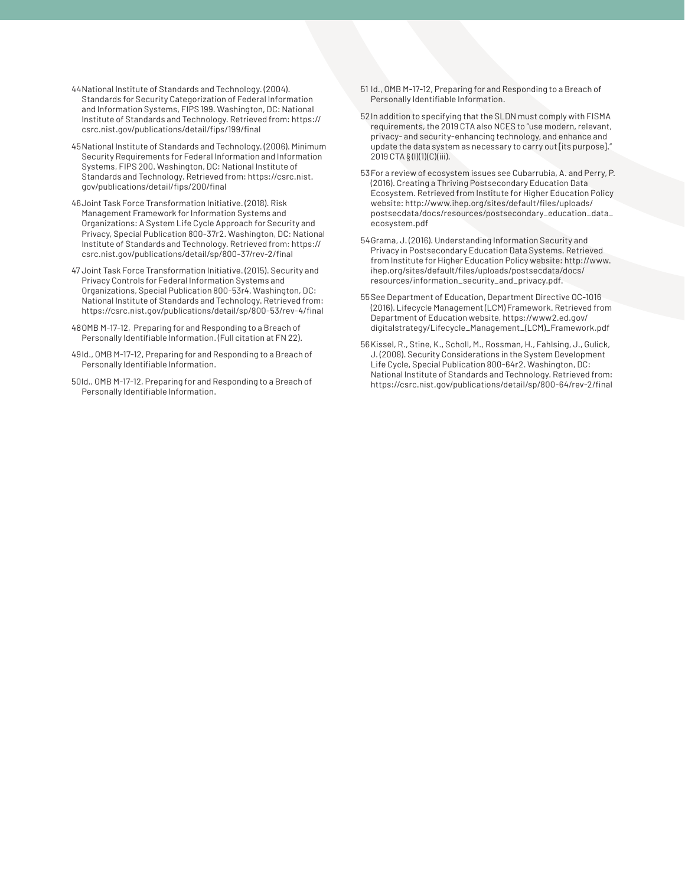44 National Institute of Standards and Technology. (2004). Standards for Security Categorization of Federal Information and Information Systems, FIPS 199. Washington, DC: National Institute of Standards and Technology. Retrieved from: https://csrc.nist.gov/publications/detail/fips/199/final

45 National Institute of Standards and Technology. (2006). Minimum Security Requirements for Federal Information and Information Systems, FIPS 200. Washington, DC: National Institute of Standards and Technology. Retrieved from: https://csrc.nist.gov/publications/detail/fips/200/final

46 Joint Task Force Transformation Initiative. (2018). Risk Management Framework for Information Systems and Organizations: A System Life Cycle Approach for Security and Privacy, Special Publication 800-37r2. Washington, DC: National Institute of Standards and Technology. Retrieved from: https://csrc.nist.gov/publications/detail/sp/800-37/rev-2/final

47 Joint Task Force Transformation Initiative. (2015). Security and Privacy Controls for Federal Information Systems and Organizations, Special Publication 800-53r4. Washington, DC: National Institute of Standards and Technology. Retrieved from: https://csrc.nist.gov/publications/detail/sp/800-53/rev-4/final

48 OMB M-17-12, Preparing for and Responding to a Breach of Personally Identifiable Information. (Full citation at FN 22).

49 Id., OMB M-17-12, Preparing for and Responding to a Breach of Personally Identifiable Information.

50 Id., OMB M-17-12, Preparing for and Responding to a Breach of Personally Identifiable Information.

51 Id., OMB M-17-12, Preparing for and Responding to a Breach of Personally Identifiable Information.

52 In addition to specifying that the SLDN must comply with FISMA requirements, the 2019 CTA also NCES to "use modern, relevant, privacy- and security-enhancing technology, and enhance and update the data system as necessary to carry out [its purpose]." 2019 CTA § (l)(1)(C)(iii).

53 For a review of ecosystem issues see Cubarrubia, A. and Perry, P. (2016). Creating a Thriving Postsecondary Education Data Ecosystem. Retrieved from Institute for Higher Education Policy website: http://www.ihep.org/sites/default/files/uploads/postsecdata/docs/resources/postsecondary_education_data_ecosystem.pdf

54 Grama, J. (2016). Understanding Information Security and Privacy in Postsecondary Education Data Systems. Retrieved from Institute for Higher Education Policy website: http://www.ihep.org/sites/default/files/uploads/postsecdata/docs/resources/information_security_and_privacy.pdf.

55 See Department of Education, Department Directive OC-1016 (2016). Lifecycle Management (LCM) Framework. Retrieved from Department of Education website, https://www2.ed.gov/digitalstrategy/Lifecycle_Management_(LCM)_Framework.pdf

56 Kissel, R., Stine, K., Scholl, M., Rossman, H., Fahlsing, J., Gulick, J. (2008). Security Considerations in the System Development Life Cycle, Special Publication 800-64r2. Washington, DC: National Institute of Standards and Technology. Retrieved from: https://csrc.nist.gov/publications/detail/sp/800-64/rev-2/final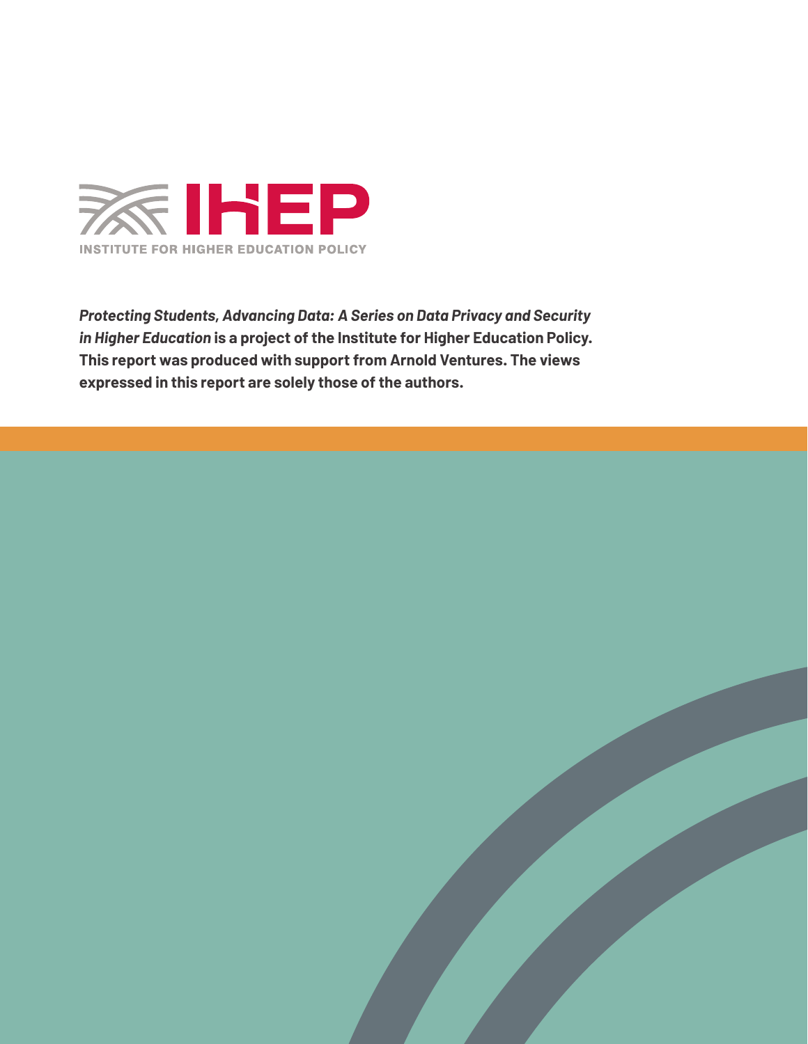IHEP

INSTITUTE FOR HIGHER EDUCATION POLICY

***Protecting Students, Advancing Data: A Series on Data Privacy and Security in Higher Education*** **is a project of the Institute for Higher Education Policy. This report was produced with support from Arnold Ventures. The views expressed in this report are solely those of the authors.**